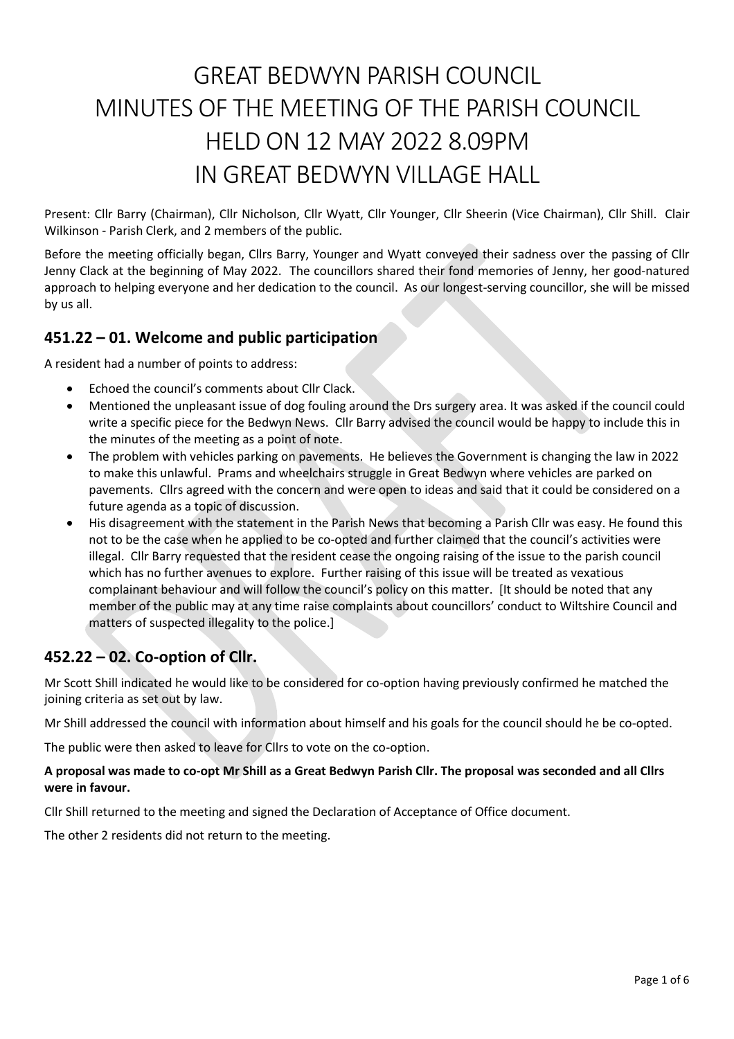# GREAT BEDWYN PARISH COUNCIL
# MINUTES OF THE MEETING OF THE PARISH COUNCIL
# HELD ON 12 MAY 2022 8.09PM
# IN GREAT BEDWYN VILLAGE HALL

Present: Cllr Barry (Chairman), Cllr Nicholson, Cllr Wyatt, Cllr Younger, Cllr Sheerin (Vice Chairman), Cllr Shill. Clair Wilkinson - Parish Clerk, and 2 members of the public.

Before the meeting officially began, Cllrs Barry, Younger and Wyatt conveyed their sadness over the passing of Cllr Jenny Clack at the beginning of May 2022. The councillors shared their fond memories of Jenny, her good-natured approach to helping everyone and her dedication to the council. As our longest-serving councillor, she will be missed by us all.

## 451.22 – 01. Welcome and public participation

A resident had a number of points to address:

- Echoed the council's comments about Cllr Clack.
- Mentioned the unpleasant issue of dog fouling around the Drs surgery area. It was asked if the council could write a specific piece for the Bedwyn News. Cllr Barry advised the council would be happy to include this in the minutes of the meeting as a point of note.
- The problem with vehicles parking on pavements. He believes the Government is changing the law in 2022 to make this unlawful. Prams and wheelchairs struggle in Great Bedwyn where vehicles are parked on pavements. Cllrs agreed with the concern and were open to ideas and said that it could be considered on a future agenda as a topic of discussion.
- His disagreement with the statement in the Parish News that becoming a Parish Cllr was easy. He found this not to be the case when he applied to be co-opted and further claimed that the council's activities were illegal. Cllr Barry requested that the resident cease the ongoing raising of the issue to the parish council which has no further avenues to explore. Further raising of this issue will be treated as vexatious complainant behaviour and will follow the council's policy on this matter. [It should be noted that any member of the public may at any time raise complaints about councillors' conduct to Wiltshire Council and matters of suspected illegality to the police.]

## 452.22 – 02. Co-option of Cllr.

Mr Scott Shill indicated he would like to be considered for co-option having previously confirmed he matched the joining criteria as set out by law.

Mr Shill addressed the council with information about himself and his goals for the council should he be co-opted.

The public were then asked to leave for Cllrs to vote on the co-option.

**A proposal was made to co-opt Mr Shill as a Great Bedwyn Parish Cllr. The proposal was seconded and all Cllrs were in favour.**

Cllr Shill returned to the meeting and signed the Declaration of Acceptance of Office document.

The other 2 residents did not return to the meeting.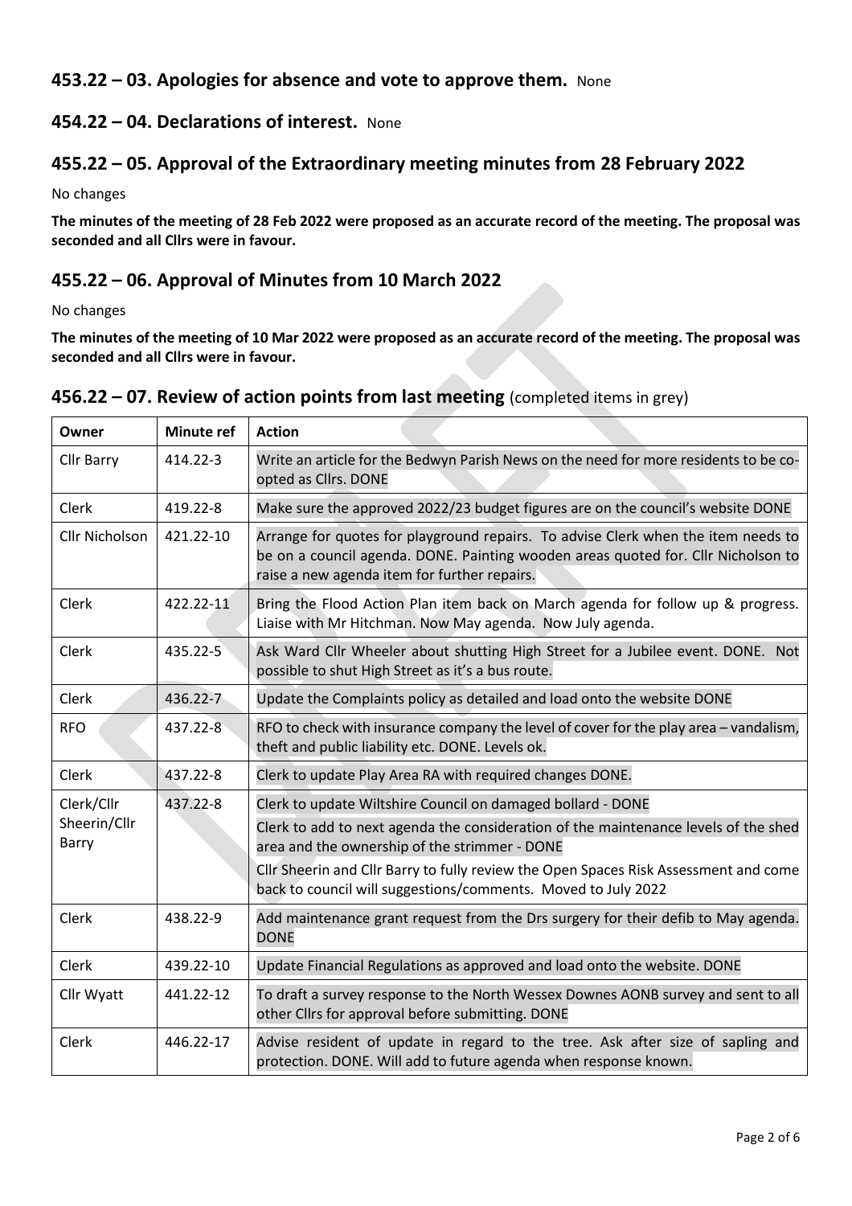## 453.22 – 03. Apologies for absence and vote to approve them. None

## 454.22 – 04. Declarations of interest. None

## 455.22 – 05. Approval of the Extraordinary meeting minutes from 28 February 2022

No changes

**The minutes of the meeting of 28 Feb 2022 were proposed as an accurate record of the meeting. The proposal was seconded and all Cllrs were in favour.**

## 455.22 – 06. Approval of Minutes from 10 March 2022

No changes

**The minutes of the meeting of 10 Mar 2022 were proposed as an accurate record of the meeting. The proposal was seconded and all Cllrs were in favour.**

## 456.22 – 07. Review of action points from last meeting (completed items in grey)

| Owner | Minute ref | Action |
|---|---|---|
| Cllr Barry | 414.22-3 | Write an article for the Bedwyn Parish News on the need for more residents to be co-opted as Cllrs. DONE |
| Clerk | 419.22-8 | Make sure the approved 2022/23 budget figures are on the council's website DONE |
| Cllr Nicholson | 421.22-10 | Arrange for quotes for playground repairs. To advise Clerk when the item needs to be on a council agenda. DONE. Painting wooden areas quoted for. Cllr Nicholson to raise a new agenda item for further repairs. |
| Clerk | 422.22-11 | Bring the Flood Action Plan item back on March agenda for follow up & progress. Liaise with Mr Hitchman. Now May agenda. Now July agenda. |
| Clerk | 435.22-5 | Ask Ward Cllr Wheeler about shutting High Street for a Jubilee event. DONE. Not possible to shut High Street as it's a bus route. |
| Clerk | 436.22-7 | Update the Complaints policy as detailed and load onto the website DONE |
| RFO | 437.22-8 | RFO to check with insurance company the level of cover for the play area – vandalism, theft and public liability etc. DONE. Levels ok. |
| Clerk | 437.22-8 | Clerk to update Play Area RA with required changes DONE. |
| Clerk/Cllr Sheerin/Cllr Barry | 437.22-8 | Clerk to update Wiltshire Council on damaged bollard - DONE<br>Clerk to add to next agenda the consideration of the maintenance levels of the shed area and the ownership of the strimmer - DONE<br>Cllr Sheerin and Cllr Barry to fully review the Open Spaces Risk Assessment and come back to council will suggestions/comments. Moved to July 2022 |
| Clerk | 438.22-9 | Add maintenance grant request from the Drs surgery for their defib to May agenda. DONE |
| Clerk | 439.22-10 | Update Financial Regulations as approved and load onto the website. DONE |
| Cllr Wyatt | 441.22-12 | To draft a survey response to the North Wessex Downes AONB survey and sent to all other Cllrs for approval before submitting. DONE |
| Clerk | 446.22-17 | Advise resident of update in regard to the tree. Ask after size of sapling and protection. DONE. Will add to future agenda when response known. |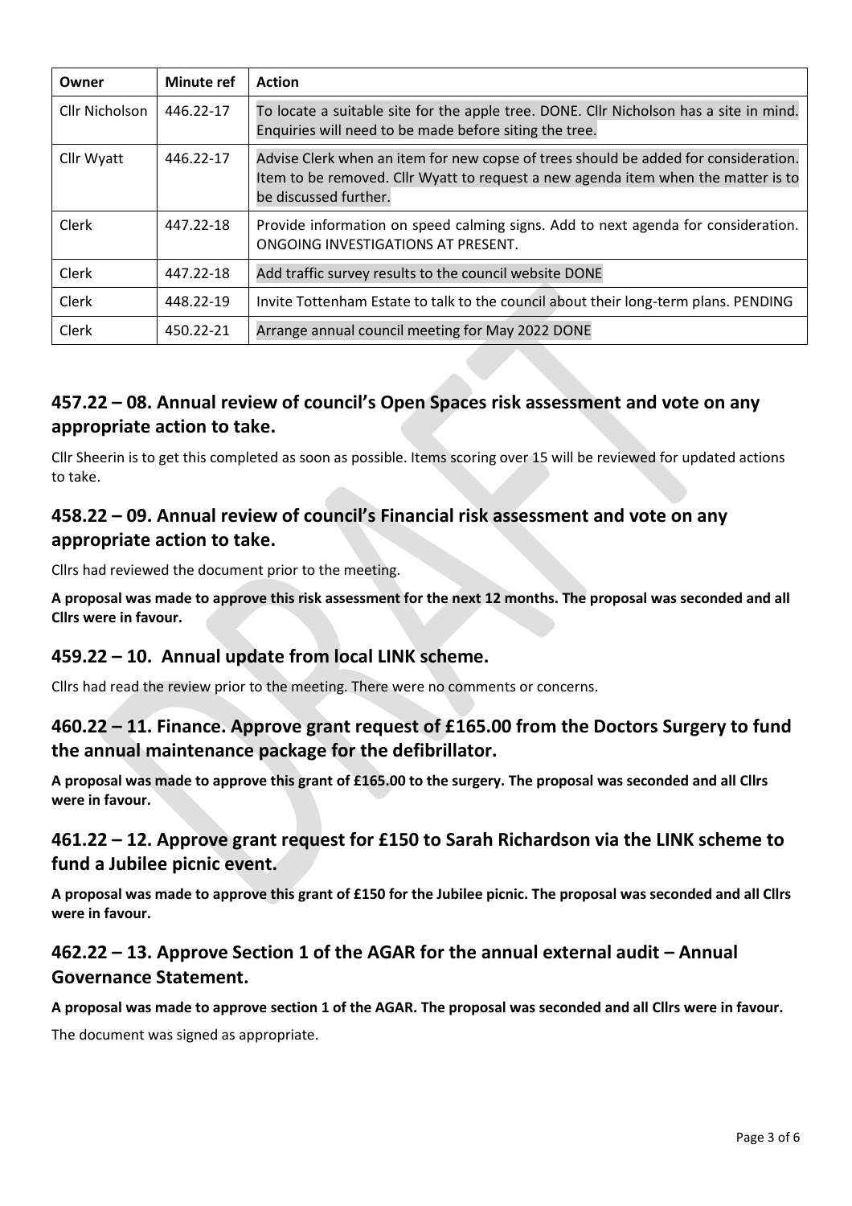| Owner | Minute ref | Action |
|---|---|---|
| Cllr Nicholson | 446.22-17 | To locate a suitable site for the apple tree. DONE. Cllr Nicholson has a site in mind. Enquiries will need to be made before siting the tree. |
| Cllr Wyatt | 446.22-17 | Advise Clerk when an item for new copse of trees should be added for consideration. Item to be removed. Cllr Wyatt to request a new agenda item when the matter is to be discussed further. |
| Clerk | 447.22-18 | Provide information on speed calming signs. Add to next agenda for consideration. ONGOING INVESTIGATIONS AT PRESENT. |
| Clerk | 447.22-18 | Add traffic survey results to the council website DONE |
| Clerk | 448.22-19 | Invite Tottenham Estate to talk to the council about their long-term plans. PENDING |
| Clerk | 450.22-21 | Arrange annual council meeting for May 2022 DONE |

## 457.22 – 08. Annual review of council's Open Spaces risk assessment and vote on any appropriate action to take.

Cllr Sheerin is to get this completed as soon as possible. Items scoring over 15 will be reviewed for updated actions to take.

## 458.22 – 09. Annual review of council's Financial risk assessment and vote on any appropriate action to take.

Cllrs had reviewed the document prior to the meeting.

**A proposal was made to approve this risk assessment for the next 12 months. The proposal was seconded and all Cllrs were in favour.**

## 459.22 – 10. Annual update from local LINK scheme.

Cllrs had read the review prior to the meeting. There were no comments or concerns.

## 460.22 – 11. Finance. Approve grant request of £165.00 from the Doctors Surgery to fund the annual maintenance package for the defibrillator.

**A proposal was made to approve this grant of £165.00 to the surgery. The proposal was seconded and all Cllrs were in favour.**

## 461.22 – 12. Approve grant request for £150 to Sarah Richardson via the LINK scheme to fund a Jubilee picnic event.

**A proposal was made to approve this grant of £150 for the Jubilee picnic. The proposal was seconded and all Cllrs were in favour.**

## 462.22 – 13. Approve Section 1 of the AGAR for the annual external audit – Annual Governance Statement.

**A proposal was made to approve section 1 of the AGAR. The proposal was seconded and all Cllrs were in favour.**

The document was signed as appropriate.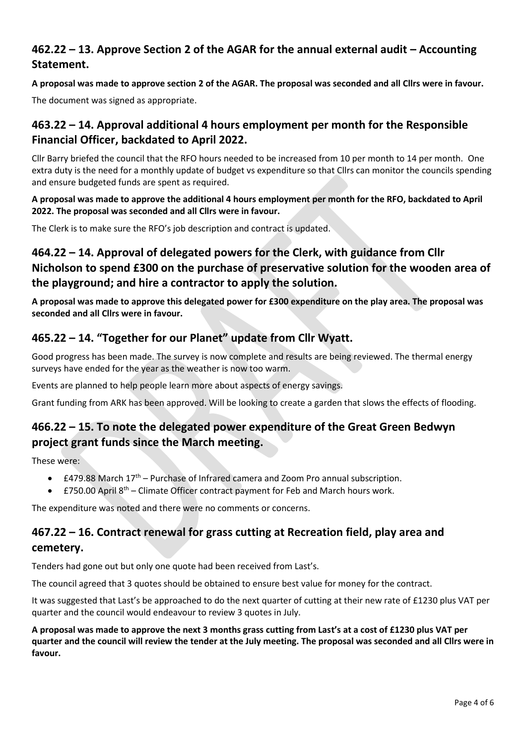## 462.22 – 13. Approve Section 2 of the AGAR for the annual external audit – Accounting Statement.

**A proposal was made to approve section 2 of the AGAR. The proposal was seconded and all Cllrs were in favour.**

The document was signed as appropriate.

## 463.22 – 14. Approval additional 4 hours employment per month for the Responsible Financial Officer, backdated to April 2022.

Cllr Barry briefed the council that the RFO hours needed to be increased from 10 per month to 14 per month. One extra duty is the need for a monthly update of budget vs expenditure so that Cllrs can monitor the councils spending and ensure budgeted funds are spent as required.

**A proposal was made to approve the additional 4 hours employment per month for the RFO, backdated to April 2022. The proposal was seconded and all Cllrs were in favour.**

The Clerk is to make sure the RFO's job description and contract is updated.

## 464.22 – 14. Approval of delegated powers for the Clerk, with guidance from Cllr Nicholson to spend £300 on the purchase of preservative solution for the wooden area of the playground; and hire a contractor to apply the solution.

**A proposal was made to approve this delegated power for £300 expenditure on the play area. The proposal was seconded and all Cllrs were in favour.**

## 465.22 – 14. "Together for our Planet" update from Cllr Wyatt.

Good progress has been made. The survey is now complete and results are being reviewed. The thermal energy surveys have ended for the year as the weather is now too warm.

Events are planned to help people learn more about aspects of energy savings.

Grant funding from ARK has been approved. Will be looking to create a garden that slows the effects of flooding.

## 466.22 – 15. To note the delegated power expenditure of the Great Green Bedwyn project grant funds since the March meeting.

These were:

- £479.88 March 17th – Purchase of Infrared camera and Zoom Pro annual subscription.
- £750.00 April 8th – Climate Officer contract payment for Feb and March hours work.

The expenditure was noted and there were no comments or concerns.

## 467.22 – 16. Contract renewal for grass cutting at Recreation field, play area and cemetery.

Tenders had gone out but only one quote had been received from Last's.

The council agreed that 3 quotes should be obtained to ensure best value for money for the contract.

It was suggested that Last's be approached to do the next quarter of cutting at their new rate of £1230 plus VAT per quarter and the council would endeavour to review 3 quotes in July.

**A proposal was made to approve the next 3 months grass cutting from Last's at a cost of £1230 plus VAT per quarter and the council will review the tender at the July meeting. The proposal was seconded and all Cllrs were in favour.**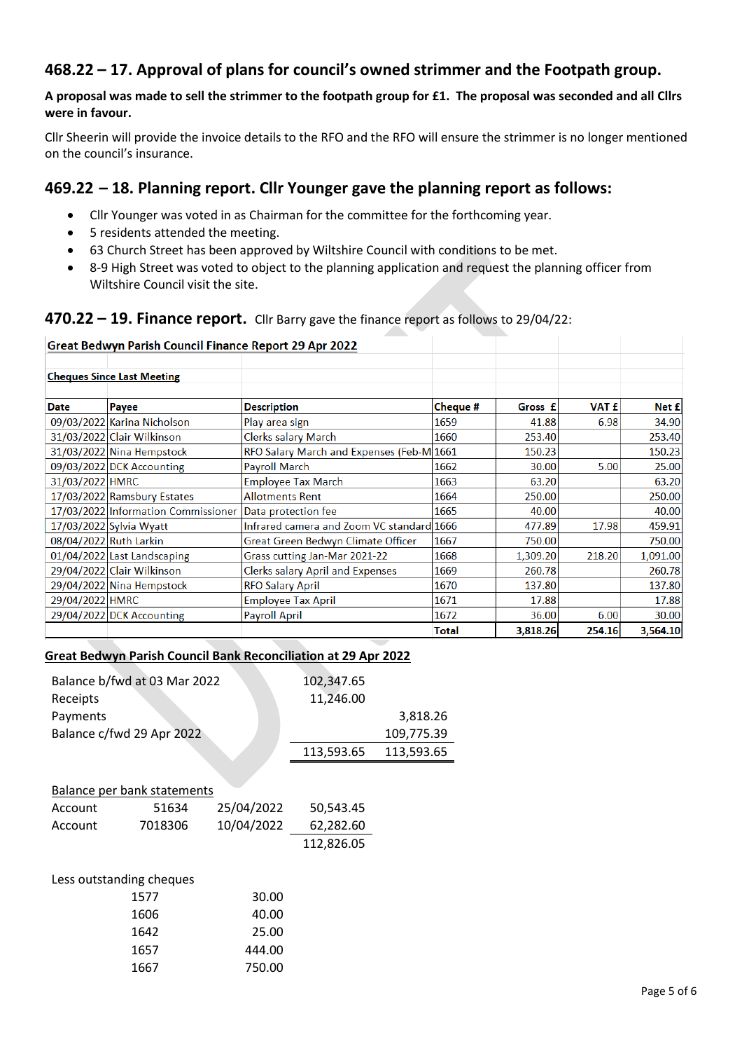## 468.22 – 17. Approval of plans for council's owned strimmer and the Footpath group.

**A proposal was made to sell the strimmer to the footpath group for £1. The proposal was seconded and all Cllrs were in favour.**

Cllr Sheerin will provide the invoice details to the RFO and the RFO will ensure the strimmer is no longer mentioned on the council's insurance.

## 469.22 – 18. Planning report. Cllr Younger gave the planning report as follows:

- Cllr Younger was voted in as Chairman for the committee for the forthcoming year.
- 5 residents attended the meeting.
- 63 Church Street has been approved by Wiltshire Council with conditions to be met.
- 8-9 High Street was voted to object to the planning application and request the planning officer from Wiltshire Council visit the site.

## 470.22 – 19. Finance report. 

Cllr Barry gave the finance report as follows to 29/04/22:

**Great Bedwyn Parish Council Finance Report 29 Apr 2022**

**Cheques Since Last Meeting**

| Date | Payee | Description | Cheque # | Gross £ | VAT £ | Net £ |
|---|---|---|---|---|---|---|
| 09/03/2022 | Karina Nicholson | Play area sign | 1659 | 41.88 | 6.98 | 34.90 |
| 31/03/2022 | Clair Wilkinson | Clerks salary March | 1660 | 253.40 | | 253.40 |
| 31/03/2022 | Nina Hempstock | RFO Salary March and Expenses (Feb-M | 1661 | 150.23 | | 150.23 |
| 09/03/2022 | DCK Accounting | Payroll March | 1662 | 30.00 | 5.00 | 25.00 |
| 31/03/2022 | HMRC | Employee Tax March | 1663 | 63.20 | | 63.20 |
| 17/03/2022 | Ramsbury Estates | Allotments Rent | 1664 | 250.00 | | 250.00 |
| 17/03/2022 | Information Commissioner | Data protection fee | 1665 | 40.00 | | 40.00 |
| 17/03/2022 | Sylvia Wyatt | Infrared camera and Zoom VC standard | 1666 | 477.89 | 17.98 | 459.91 |
| 08/04/2022 | Ruth Larkin | Great Green Bedwyn Climate Officer | 1667 | 750.00 | | 750.00 |
| 01/04/2022 | Last Landscaping | Grass cutting Jan-Mar 2021-22 | 1668 | 1,309.20 | 218.20 | 1,091.00 |
| 29/04/2022 | Clair Wilkinson | Clerks salary April and Expenses | 1669 | 260.78 | | 260.78 |
| 29/04/2022 | Nina Hempstock | RFO Salary April | 1670 | 137.80 | | 137.80 |
| 29/04/2022 | HMRC | Employee Tax April | 1671 | 17.88 | | 17.88 |
| 29/04/2022 | DCK Accounting | Payroll April | 1672 | 36.00 | 6.00 | 30.00 |
| | | | **Total** | **3,818.26** | **254.16** | **3,564.10** |

**Great Bedwyn Parish Council Bank Reconciliation at 29 Apr 2022**

| | | |
|---|---|---|
| Balance b/fwd at 03 Mar 2022 | 102,347.65 | |
| Receipts | 11,246.00 | |
| Payments | | 3,818.26 |
| Balance c/fwd 29 Apr 2022 | | 109,775.39 |
| | 113,593.65 | 113,593.65 |

Balance per bank statements

| | | | |
|---|---|---|---|
| Account | 51634 | 25/04/2022 | 50,543.45 |
| Account | 7018306 | 10/04/2022 | 62,282.60 |
| | | | 112,826.05 |

Less outstanding cheques

| | |
|---|---|
| 1577 | 30.00 |
| 1606 | 40.00 |
| 1642 | 25.00 |
| 1657 | 444.00 |
| 1667 | 750.00 |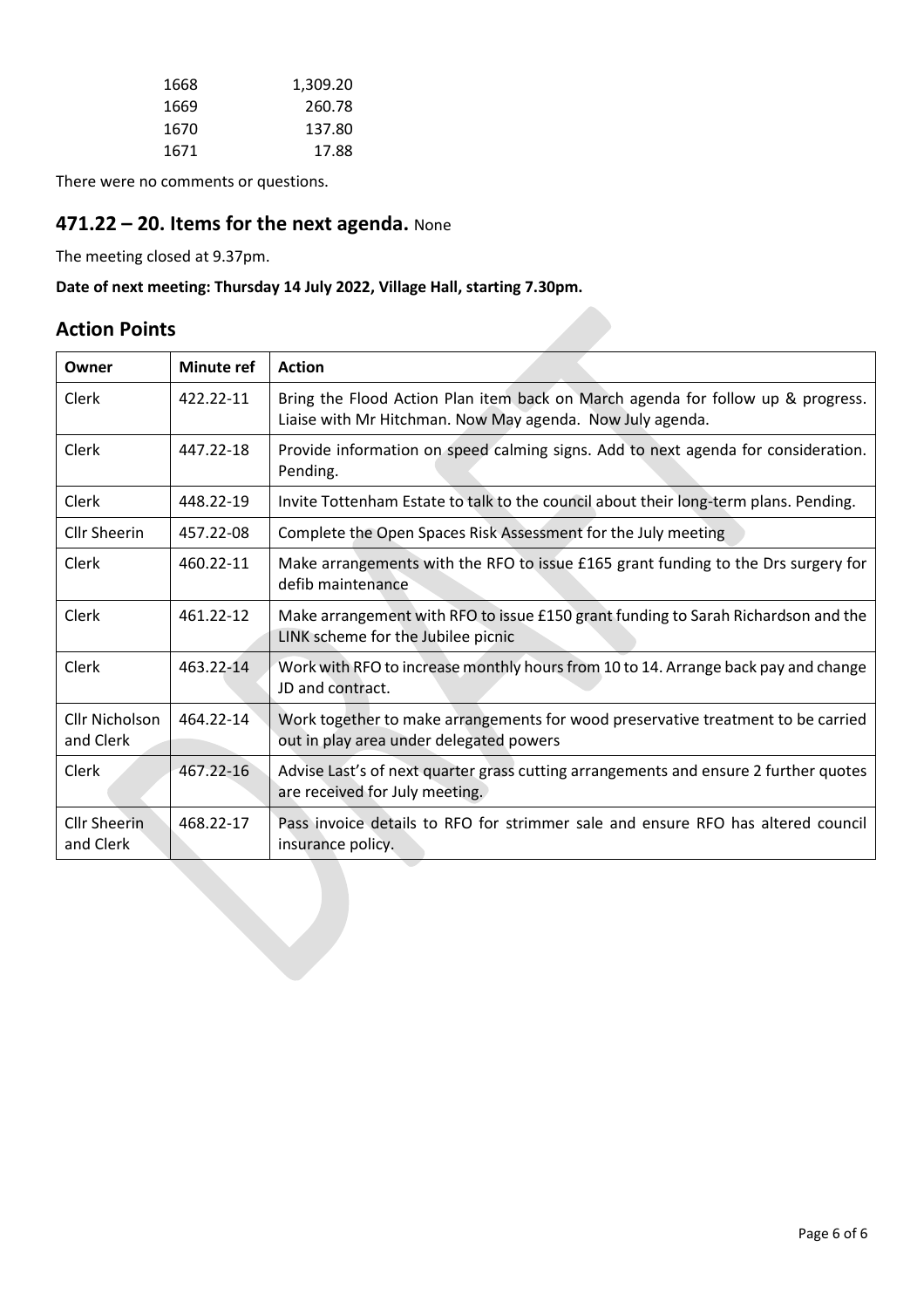| | |
|---|---|
| 1668 | 1,309.20 |
| 1669 | 260.78 |
| 1670 | 137.80 |
| 1671 | 17.88 |

There were no comments or questions.

## 471.22 – 20. Items for the next agenda. None

The meeting closed at 9.37pm.

**Date of next meeting: Thursday 14 July 2022, Village Hall, starting 7.30pm.**

## Action Points

| Owner | Minute ref | Action |
|---|---|---|
| Clerk | 422.22-11 | Bring the Flood Action Plan item back on March agenda for follow up & progress. Liaise with Mr Hitchman. Now May agenda. Now July agenda. |
| Clerk | 447.22-18 | Provide information on speed calming signs. Add to next agenda for consideration. Pending. |
| Clerk | 448.22-19 | Invite Tottenham Estate to talk to the council about their long-term plans. Pending. |
| Cllr Sheerin | 457.22-08 | Complete the Open Spaces Risk Assessment for the July meeting |
| Clerk | 460.22-11 | Make arrangements with the RFO to issue £165 grant funding to the Drs surgery for defib maintenance |
| Clerk | 461.22-12 | Make arrangement with RFO to issue £150 grant funding to Sarah Richardson and the LINK scheme for the Jubilee picnic |
| Clerk | 463.22-14 | Work with RFO to increase monthly hours from 10 to 14. Arrange back pay and change JD and contract. |
| Cllr Nicholson and Clerk | 464.22-14 | Work together to make arrangements for wood preservative treatment to be carried out in play area under delegated powers |
| Clerk | 467.22-16 | Advise Last's of next quarter grass cutting arrangements and ensure 2 further quotes are received for July meeting. |
| Cllr Sheerin and Clerk | 468.22-17 | Pass invoice details to RFO for strimmer sale and ensure RFO has altered council insurance policy. |